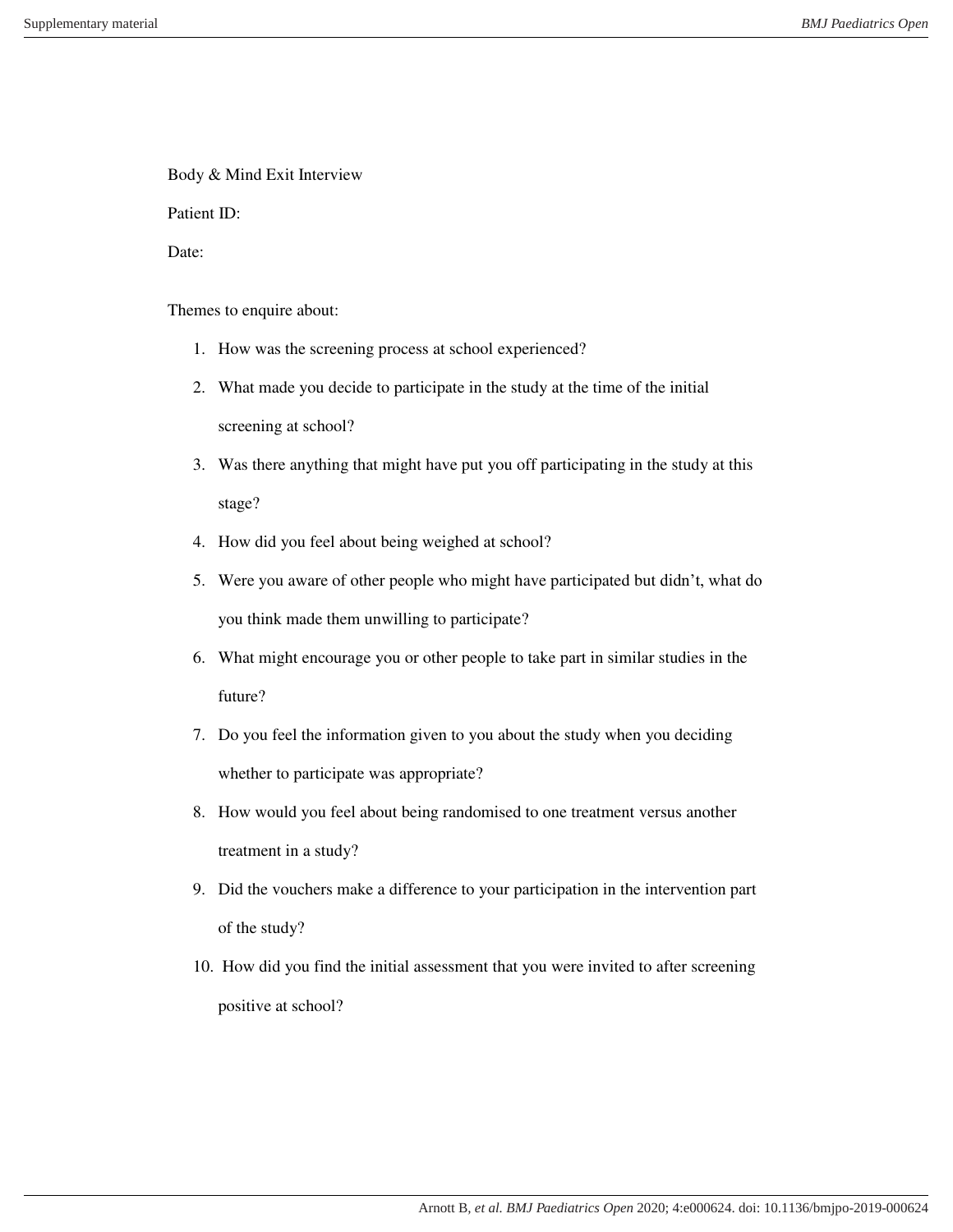Body & Mind Exit Interview

Patient ID:

Date:

Themes to enquire about:

1. How was the screening process at school experienced?
2. What made you decide to participate in the study at the time of the initial screening at school?
3. Was there anything that might have put you off participating in the study at this stage?
4. How did you feel about being weighed at school?
5. Were you aware of other people who might have participated but didn't, what do you think made them unwilling to participate?
6. What might encourage you or other people to take part in similar studies in the future?
7. Do you feel the information given to you about the study when you deciding whether to participate was appropriate?
8. How would you feel about being randomised to one treatment versus another treatment in a study?
9. Did the vouchers make a difference to your participation in the intervention part of the study?
10. How did you find the initial assessment that you were invited to after screening positive at school?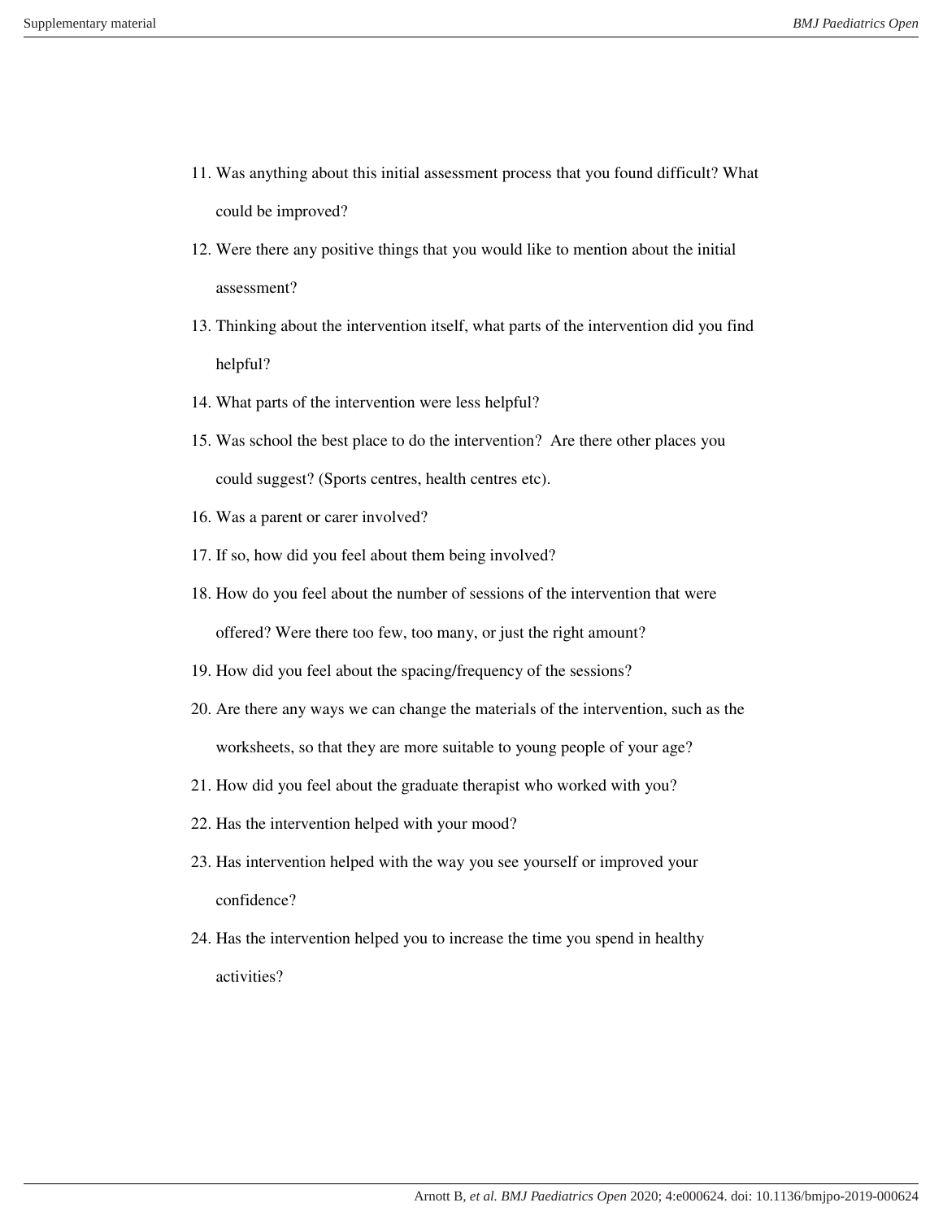11. Was anything about this initial assessment process that you found difficult? What could be improved?
12. Were there any positive things that you would like to mention about the initial assessment?
13. Thinking about the intervention itself, what parts of the intervention did you find helpful?
14. What parts of the intervention were less helpful?
15. Was school the best place to do the intervention? Are there other places you could suggest? (Sports centres, health centres etc).
16. Was a parent or carer involved?
17. If so, how did you feel about them being involved?
18. How do you feel about the number of sessions of the intervention that were offered? Were there too few, too many, or just the right amount?
19. How did you feel about the spacing/frequency of the sessions?
20. Are there any ways we can change the materials of the intervention, such as the worksheets, so that they are more suitable to young people of your age?
21. How did you feel about the graduate therapist who worked with you?
22. Has the intervention helped with your mood?
23. Has intervention helped with the way you see yourself or improved your confidence?
24. Has the intervention helped you to increase the time you spend in healthy activities?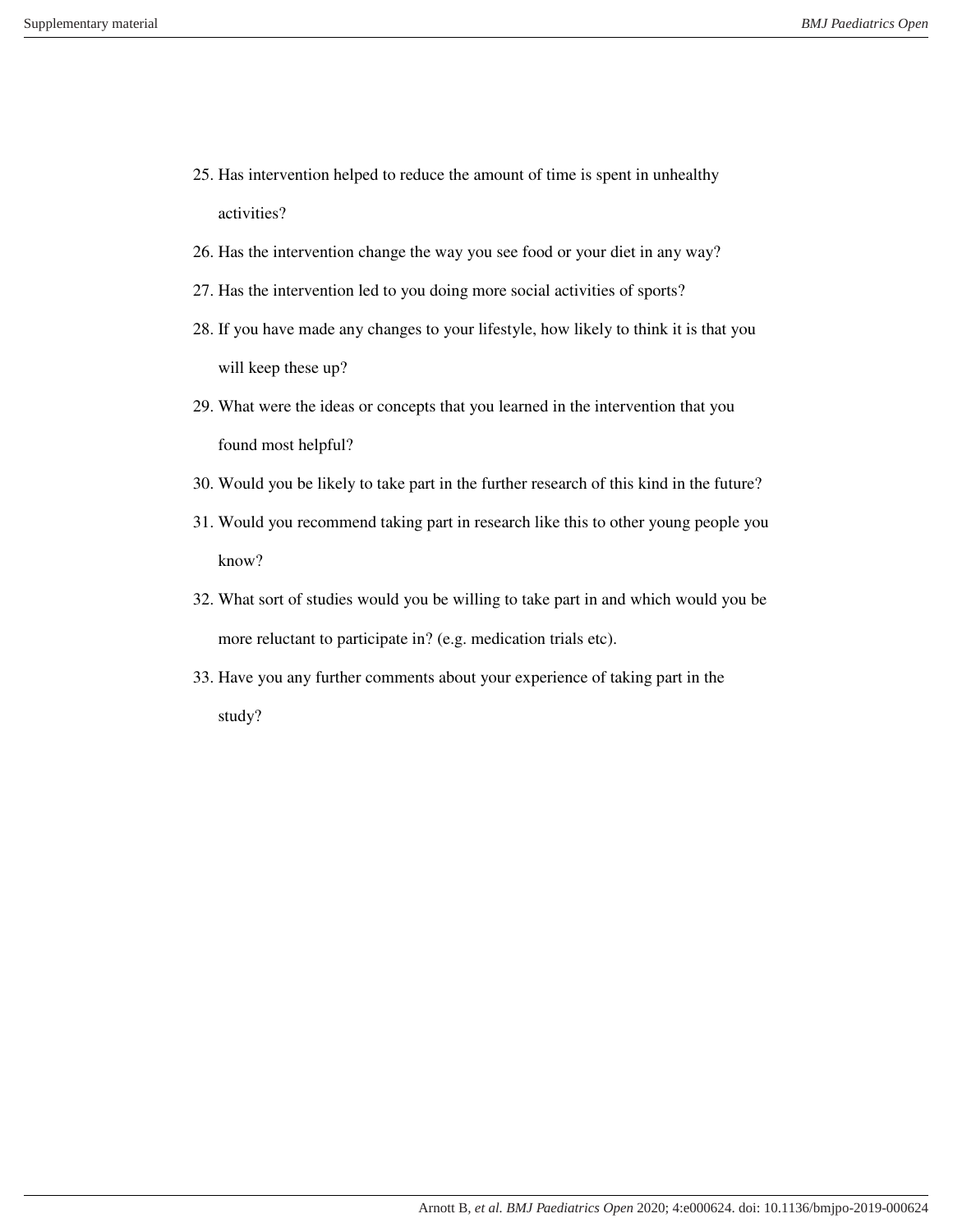25. Has intervention helped to reduce the amount of time is spent in unhealthy activities?
26. Has the intervention change the way you see food or your diet in any way?
27. Has the intervention led to you doing more social activities of sports?
28. If you have made any changes to your lifestyle, how likely to think it is that you will keep these up?
29. What were the ideas or concepts that you learned in the intervention that you found most helpful?
30. Would you be likely to take part in the further research of this kind in the future?
31. Would you recommend taking part in research like this to other young people you know?
32. What sort of studies would you be willing to take part in and which would you be more reluctant to participate in? (e.g. medication trials etc).
33. Have you any further comments about your experience of taking part in the study?